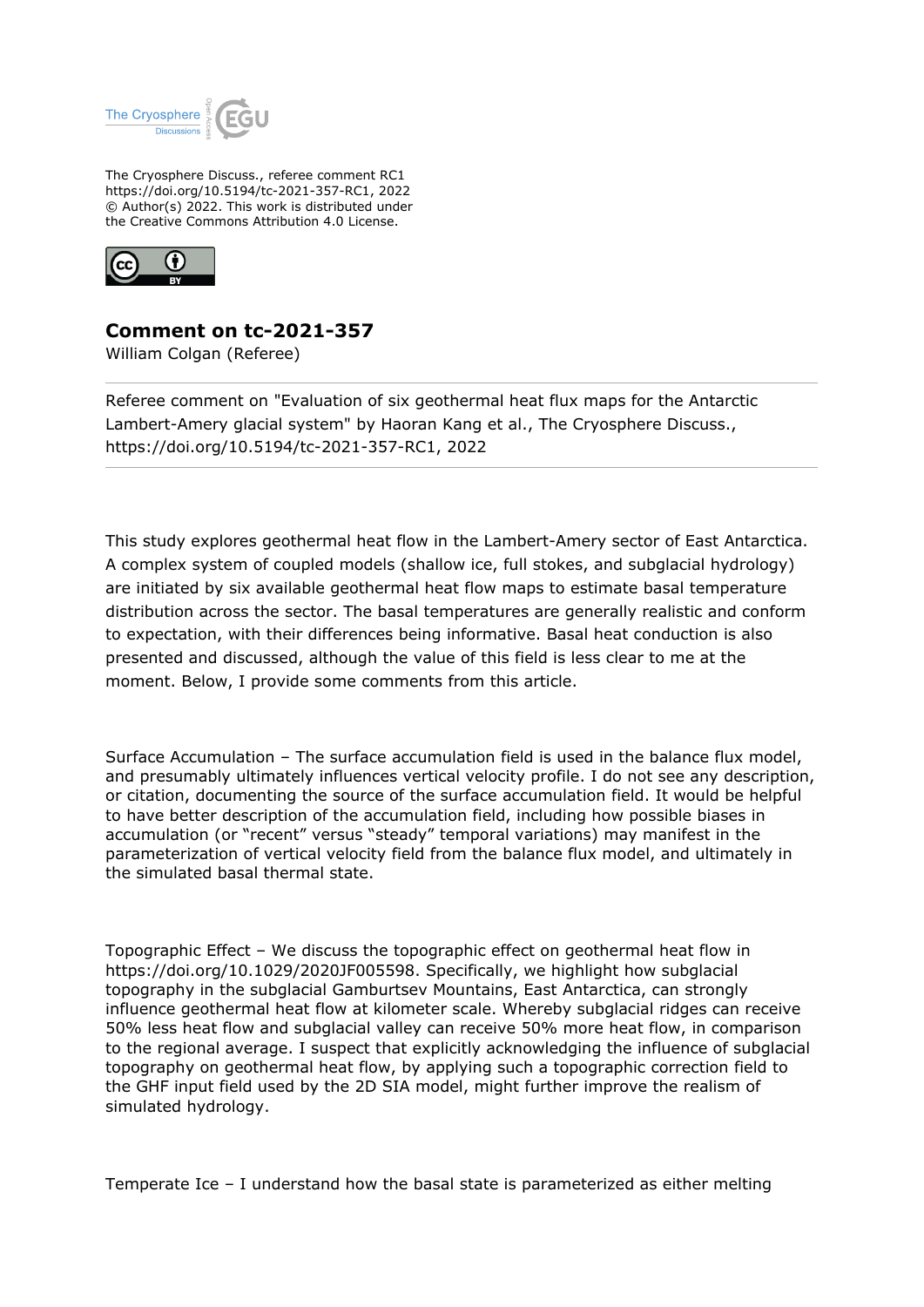The Cryosphere Discuss., referee comment RC1
https://doi.org/10.5194/tc-2021-357-RC1, 2022
© Author(s) 2022. This work is distributed under
the Creative Commons Attribution 4.0 License.

## Comment on tc-2021-357

William Colgan (Referee)

Referee comment on "Evaluation of six geothermal heat flux maps for the Antarctic Lambert-Amery glacial system" by Haoran Kang et al., The Cryosphere Discuss., https://doi.org/10.5194/tc-2021-357-RC1, 2022

---

This study explores geothermal heat flow in the Lambert-Amery sector of East Antarctica. A complex system of coupled models (shallow ice, full stokes, and subglacial hydrology) are initiated by six available geothermal heat flow maps to estimate basal temperature distribution across the sector. The basal temperatures are generally realistic and conform to expectation, with their differences being informative. Basal heat conduction is also presented and discussed, although the value of this field is less clear to me at the moment. Below, I provide some comments from this article.

Surface Accumulation – The surface accumulation field is used in the balance flux model, and presumably ultimately influences vertical velocity profile. I do not see any description, or citation, documenting the source of the surface accumulation field. It would be helpful to have better description of the accumulation field, including how possible biases in accumulation (or "recent" versus "steady" temporal variations) may manifest in the parameterization of vertical velocity field from the balance flux model, and ultimately in the simulated basal thermal state.

Topographic Effect – We discuss the topographic effect on geothermal heat flow in https://doi.org/10.1029/2020JF005598. Specifically, we highlight how subglacial topography in the subglacial Gamburtsev Mountains, East Antarctica, can strongly influence geothermal heat flow at kilometer scale. Whereby subglacial ridges can receive 50% less heat flow and subglacial valley can receive 50% more heat flow, in comparison to the regional average. I suspect that explicitly acknowledging the influence of subglacial topography on geothermal heat flow, by applying such a topographic correction field to the GHF input field used by the 2D SIA model, might further improve the realism of simulated hydrology.

Temperate Ice – I understand how the basal state is parameterized as either melting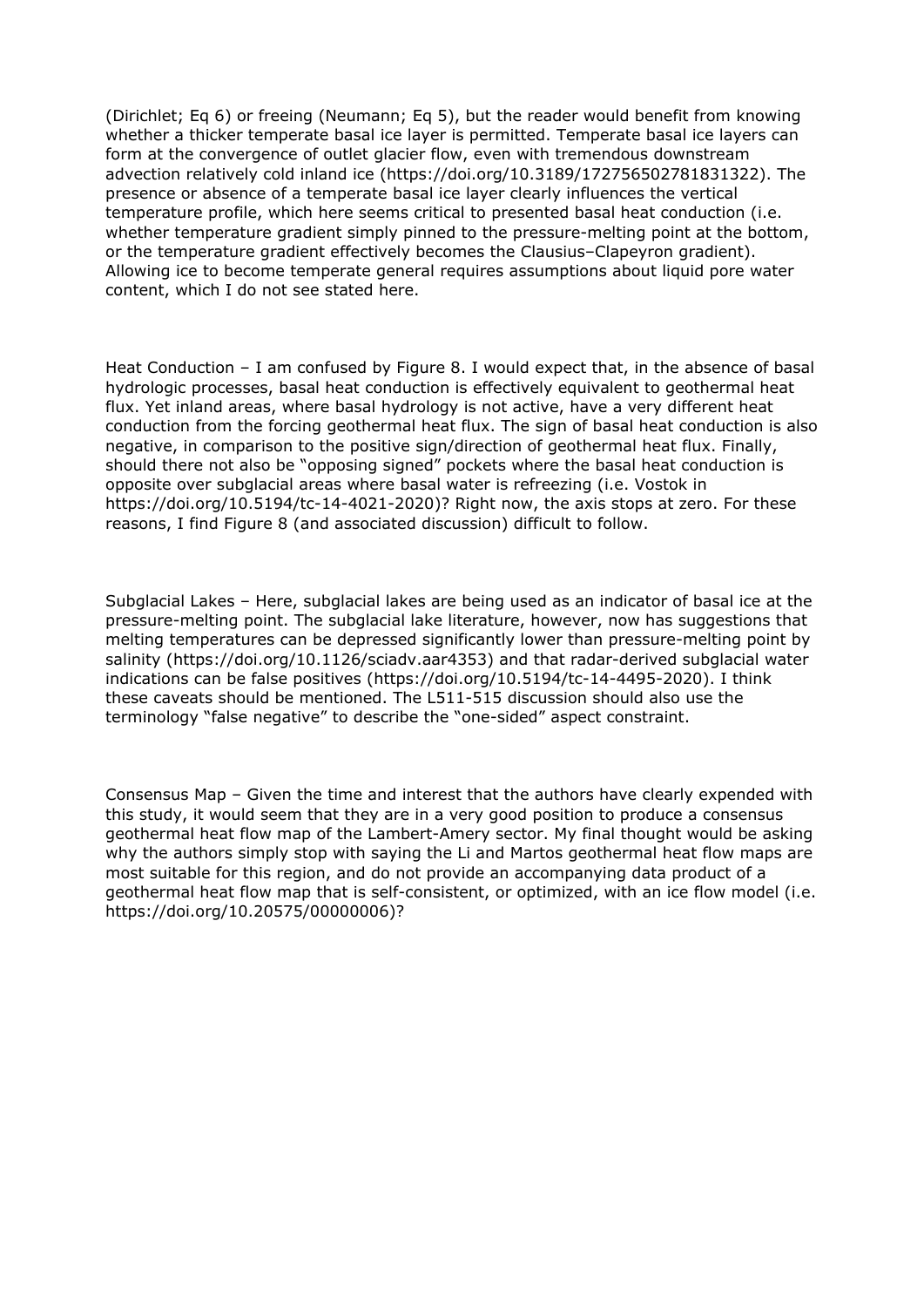(Dirichlet; Eq 6) or freeing (Neumann; Eq 5), but the reader would benefit from knowing whether a thicker temperate basal ice layer is permitted. Temperate basal ice layers can form at the convergence of outlet glacier flow, even with tremendous downstream advection relatively cold inland ice (https://doi.org/10.3189/172756502781831322). The presence or absence of a temperate basal ice layer clearly influences the vertical temperature profile, which here seems critical to presented basal heat conduction (i.e. whether temperature gradient simply pinned to the pressure-melting point at the bottom, or the temperature gradient effectively becomes the Clausius–Clapeyron gradient). Allowing ice to become temperate general requires assumptions about liquid pore water content, which I do not see stated here.

Heat Conduction – I am confused by Figure 8. I would expect that, in the absence of basal hydrologic processes, basal heat conduction is effectively equivalent to geothermal heat flux. Yet inland areas, where basal hydrology is not active, have a very different heat conduction from the forcing geothermal heat flux. The sign of basal heat conduction is also negative, in comparison to the positive sign/direction of geothermal heat flux. Finally, should there not also be "opposing signed" pockets where the basal heat conduction is opposite over subglacial areas where basal water is refreezing (i.e. Vostok in https://doi.org/10.5194/tc-14-4021-2020)? Right now, the axis stops at zero. For these reasons, I find Figure 8 (and associated discussion) difficult to follow.

Subglacial Lakes – Here, subglacial lakes are being used as an indicator of basal ice at the pressure-melting point. The subglacial lake literature, however, now has suggestions that melting temperatures can be depressed significantly lower than pressure-melting point by salinity (https://doi.org/10.1126/sciadv.aar4353) and that radar-derived subglacial water indications can be false positives (https://doi.org/10.5194/tc-14-4495-2020). I think these caveats should be mentioned. The L511-515 discussion should also use the terminology "false negative" to describe the "one-sided" aspect constraint.

Consensus Map – Given the time and interest that the authors have clearly expended with this study, it would seem that they are in a very good position to produce a consensus geothermal heat flow map of the Lambert-Amery sector. My final thought would be asking why the authors simply stop with saying the Li and Martos geothermal heat flow maps are most suitable for this region, and do not provide an accompanying data product of a geothermal heat flow map that is self-consistent, or optimized, with an ice flow model (i.e. https://doi.org/10.20575/00000006)?